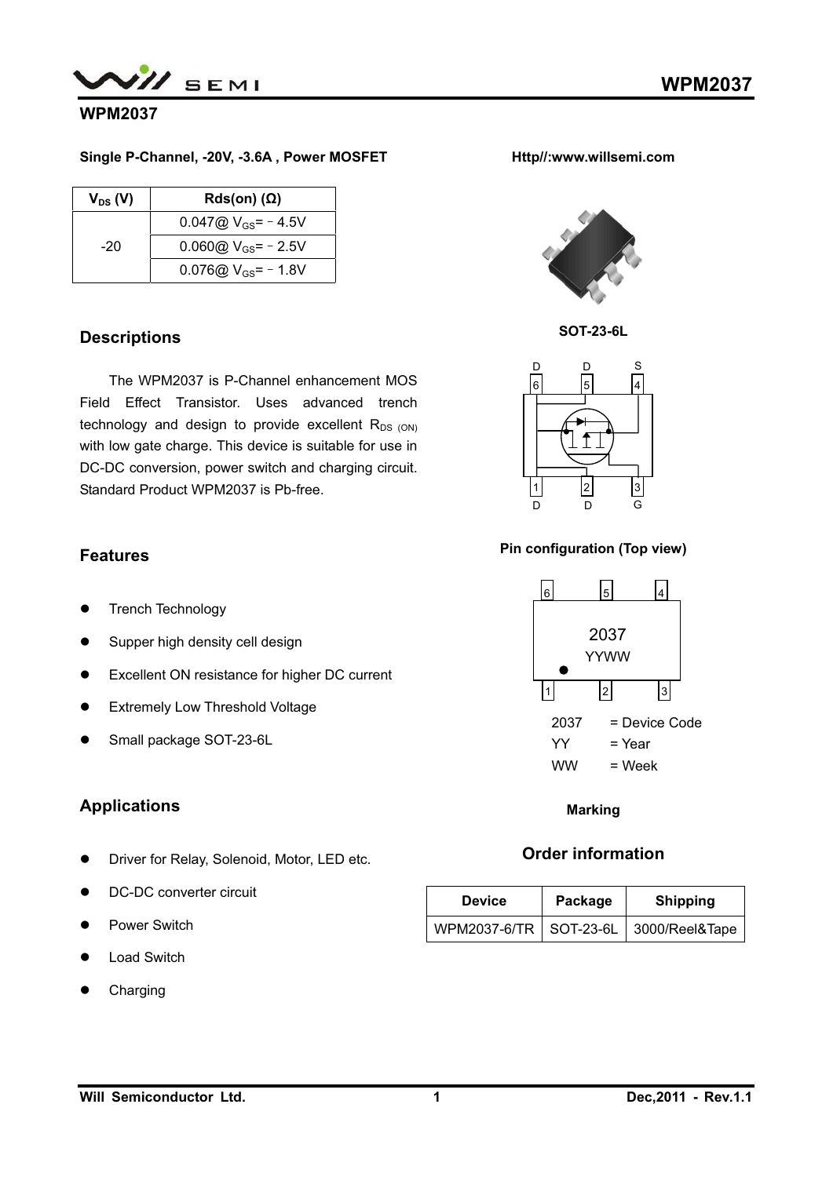# WPM2037

**Single P-Channel, -20V, -3.6A , Power MOSFET**

**Http//:www.willsemi.com**

| $V_{DS}$ (V) | Rds(on) (Ω) |
|---|---|
| -20 | 0.047@ $V_{GS}$= - 4.5V |
| | 0.060@ $V_{GS}$= - 2.5V |
| | 0.076@ $V_{GS}$= - 1.8V |

SOT-23-6L

D D S
6 5 4

1 2 3
D D G

**Pin configuration (Top view)**

6 5 4

2037
YYWW

1 2 3

2037 = Device Code
YY = Year
WW = Week

**Marking**

## Descriptions

The WPM2037 is P-Channel enhancement MOS Field Effect Transistor. Uses advanced trench technology and design to provide excellent $R_{DS\ (ON)}$ with low gate charge. This device is suitable for use in DC-DC conversion, power switch and charging circuit. Standard Product WPM2037 is Pb-free.

## Features

- Trench Technology
- Supper high density cell design
- Excellent ON resistance for higher DC current
- Extremely Low Threshold Voltage
- Small package SOT-23-6L

## Applications

- Driver for Relay, Solenoid, Motor, LED etc.
- DC-DC converter circuit
- Power Switch
- Load Switch
- Charging

## Order information

| Device | Package | Shipping |
|---|---|---|
| WPM2037-6/TR | SOT-23-6L | 3000/Reel&Tape |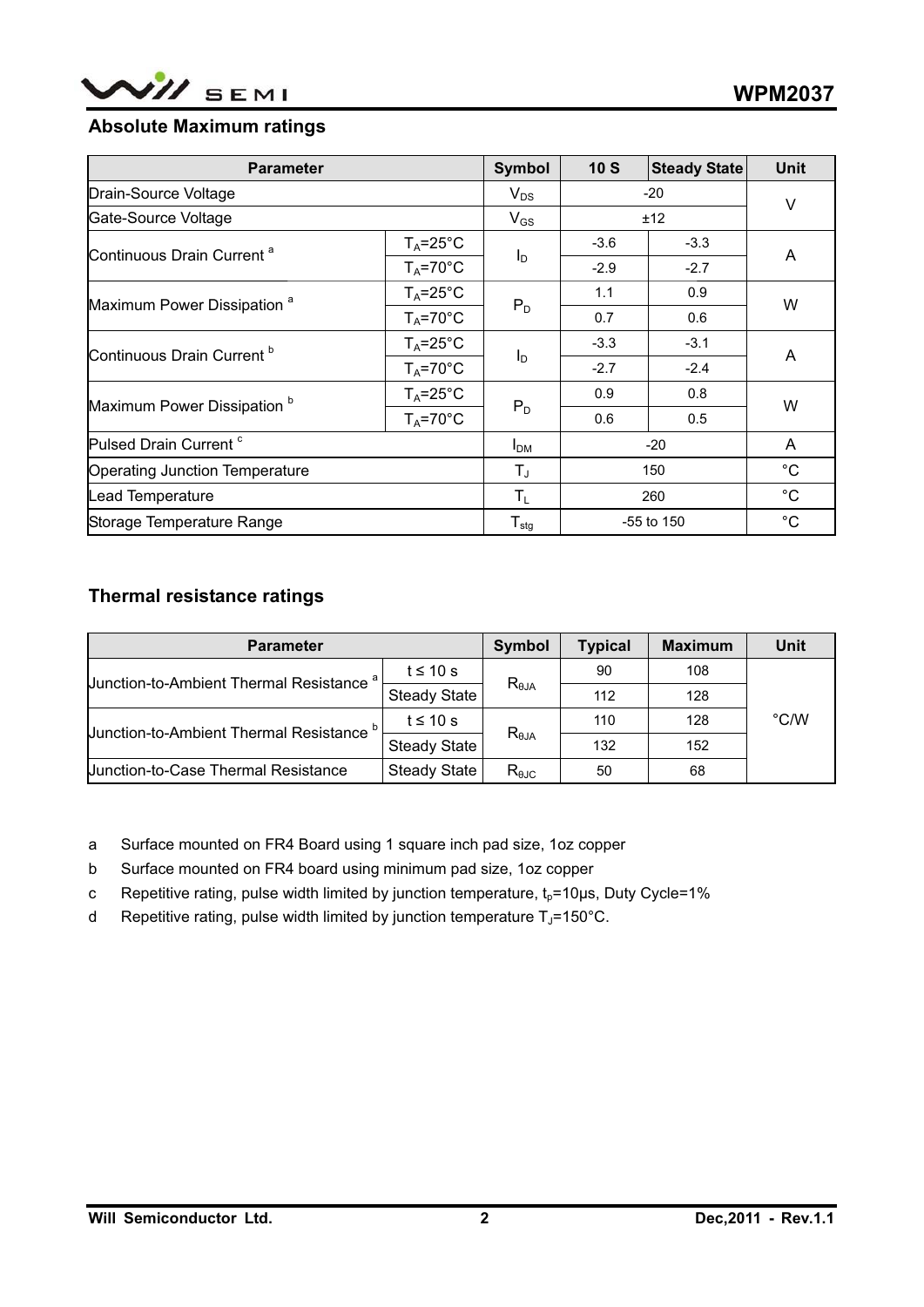## Absolute Maximum ratings

| Parameter | | Symbol | 10 S | Steady State | Unit |
|---|---|---|---|---|---|
| Drain-Source Voltage | | $V_{DS}$ | -20 | | V |
| Gate-Source Voltage | | $V_{GS}$ | ±12 | | V |
| Continuous Drain Current [a] | $T_A$=25°C | $I_D$ | -3.6 | -3.3 | A |
| | $T_A$=70°C | | -2.9 | -2.7 | |
| Maximum Power Dissipation [a] | $T_A$=25°C | $P_D$ | 1.1 | 0.9 | W |
| | $T_A$=70°C | | 0.7 | 0.6 | |
| Continuous Drain Current [b] | $T_A$=25°C | $I_D$ | -3.3 | -3.1 | A |
| | $T_A$=70°C | | -2.7 | -2.4 | |
| Maximum Power Dissipation [b] | $T_A$=25°C | $P_D$ | 0.9 | 0.8 | W |
| | $T_A$=70°C | | 0.6 | 0.5 | |
| Pulsed Drain Current [c] | | $I_{DM}$ | -20 | | A |
| Operating Junction Temperature | | $T_J$ | 150 | | °C |
| Lead Temperature | | $T_L$ | 260 | | °C |
| Storage Temperature Range | | $T_{stg}$ | -55 to 150 | | °C |

## Thermal resistance ratings

| Parameter | | Symbol | Typical | Maximum | Unit |
|---|---|---|---|---|---|
| Junction-to-Ambient Thermal Resistance [a] | t ≤ 10 s | $R_{\theta JA}$ | 90 | 108 | °C/W |
| | Steady State | | 112 | 128 | |
| Junction-to-Ambient Thermal Resistance [b] | t ≤ 10 s | $R_{\theta JA}$ | 110 | 128 | |
| | Steady State | | 132 | 152 | |
| Junction-to-Case Thermal Resistance | Steady State | $R_{\theta JC}$ | 50 | 68 | |

a  Surface mounted on FR4 Board using 1 square inch pad size, 1oz copper

b  Surface mounted on FR4 board using minimum pad size, 1oz copper

c  Repetitive rating, pulse width limited by junction temperature, $t_p$=10μs, Duty Cycle=1%

d  Repetitive rating, pulse width limited by junction temperature $T_J$=150°C.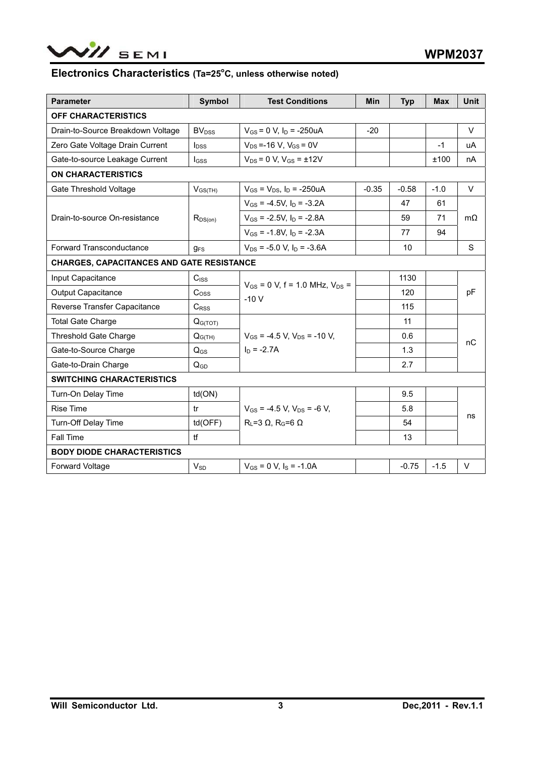## Electronics Characteristics (Ta=25°C, unless otherwise noted)

| Parameter | Symbol | Test Conditions | Min | Typ | Max | Unit |
|---|---|---|---|---|---|---|
| **OFF CHARACTERISTICS** | | | | | | |
| Drain-to-Source Breakdown Voltage | $BV_{DSS}$ | $V_{GS}$ = 0 V, $I_D$ = -250uA | -20 | | | V |
| Zero Gate Voltage Drain Current | $I_{DSS}$ | $V_{DS}$ =-16 V, $V_{GS}$ = 0V | | | -1 | uA |
| Gate-to-source Leakage Current | $I_{GSS}$ | $V_{DS}$ = 0 V, $V_{GS}$ = ±12V | | | ±100 | nA |
| **ON CHARACTERISTICS** | | | | | | |
| Gate Threshold Voltage | $V_{GS(TH)}$ | $V_{GS}$ = $V_{DS}$, $I_D$ = -250uA | -0.35 | -0.58 | -1.0 | V |
| Drain-to-source On-resistance | $R_{DS(on)}$ | $V_{GS}$ = -4.5V, $I_D$ = -3.2A | | 47 | 61 | mΩ |
| | | $V_{GS}$ = -2.5V, $I_D$ = -2.8A | | 59 | 71 | |
| | | $V_{GS}$ = -1.8V, $I_D$ = -2.3A | | 77 | 94 | |
| Forward Transconductance | $g_{FS}$ | $V_{DS}$ = -5.0 V, $I_D$ = -3.6A | | 10 | | S |
| **CHARGES, CAPACITANCES AND GATE RESISTANCE** | | | | | | |
| Input Capacitance | $C_{ISS}$ | $V_{GS}$ = 0 V, f = 1.0 MHz, $V_{DS}$ = -10 V | | 1130 | | pF |
| Output Capacitance | $C_{OSS}$ | | | 120 | | |
| Reverse Transfer Capacitance | $C_{RSS}$ | | | 115 | | |
| Total Gate Charge | $Q_{G(TOT)}$ | $V_{GS}$ = -4.5 V, $V_{DS}$ = -10 V, $I_D$ = -2.7A | | 11 | | nC |
| Threshold Gate Charge | $Q_{G(TH)}$ | | | 0.6 | | |
| Gate-to-Source Charge | $Q_{GS}$ | | | 1.3 | | |
| Gate-to-Drain Charge | $Q_{GD}$ | | | 2.7 | | |
| **SWITCHING CHARACTERISTICS** | | | | | | |
| Turn-On Delay Time | td(ON) | $V_{GS}$ = -4.5 V, $V_{DS}$ = -6 V, $R_L$=3 Ω, $R_G$=6 Ω | | 9.5 | | ns |
| Rise Time | tr | | | 5.8 | | |
| Turn-Off Delay Time | td(OFF) | | | 54 | | |
| Fall Time | tf | | | 13 | | |
| **BODY DIODE CHARACTERISTICS** | | | | | | |
| Forward Voltage | $V_{SD}$ | $V_{GS}$ = 0 V, $I_S$ = -1.0A | | -0.75 | -1.5 | V |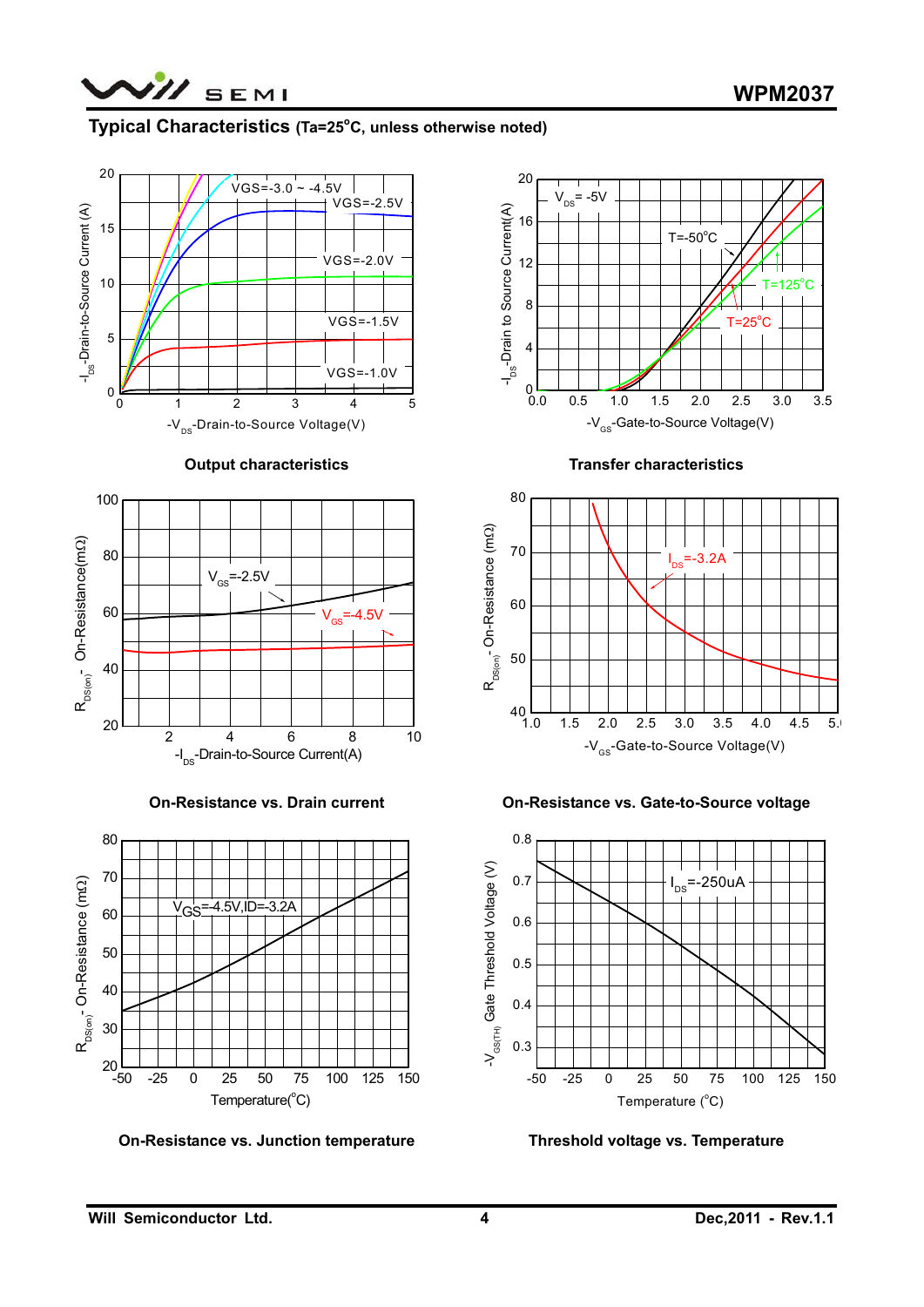## Typical Characteristics (Ta=25°C, unless otherwise noted)

Output characteristics

Transfer characteristics

On-Resistance vs. Drain current

On-Resistance vs. Gate-to-Source voltage

On-Resistance vs. Junction temperature

Threshold voltage vs. Temperature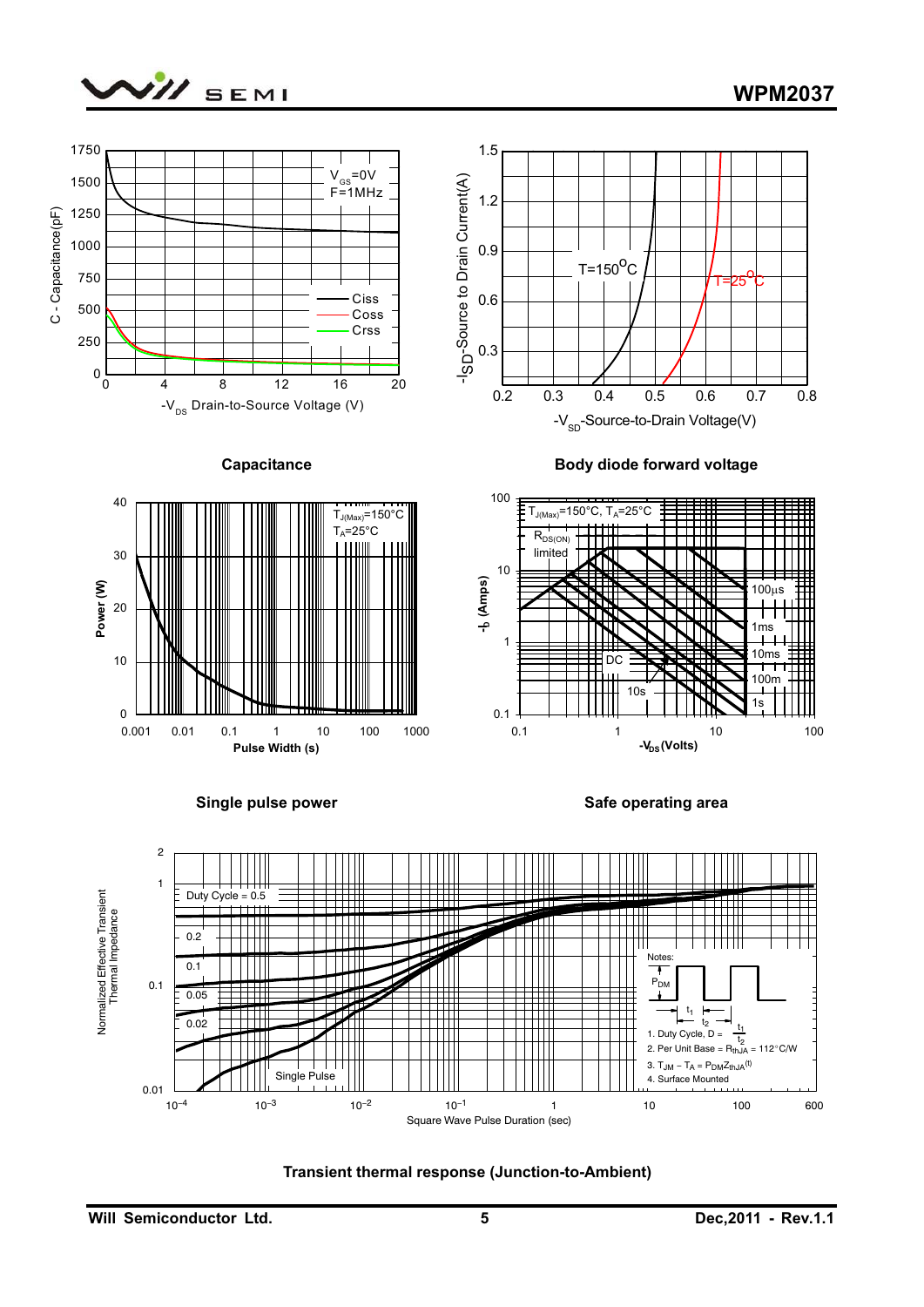**Capacitance**

**Body diode forward voltage**

**Single pulse power**

**Safe operating area**

Notes:

1. Duty Cycle, $D = \frac{t_1}{t_2}$
2. Per Unit Base = $R_{thJA}$ = 112°C/W
3. $T_{JM} - T_A = P_{DM}Z_{thJA}^{(t)}$
4. Surface Mounted

**Transient thermal response (Junction-to-Ambient)**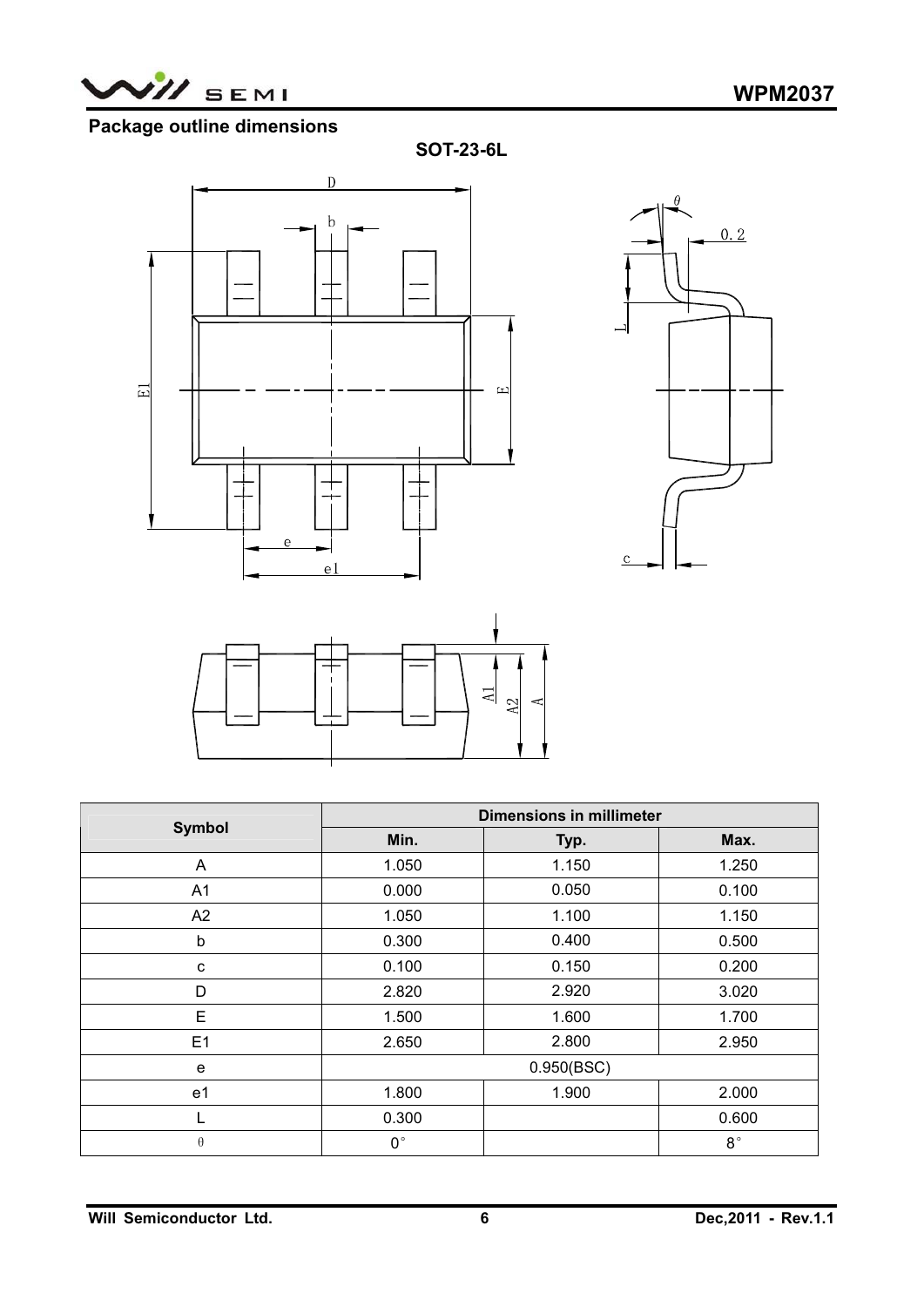## Package outline dimensions

**SOT-23-6L**

| Symbol | Dimensions in millimeter | | |
|---|---|---|---|
| | Min. | Typ. | Max. |
| A | 1.050 | 1.150 | 1.250 |
| A1 | 0.000 | 0.050 | 0.100 |
| A2 | 1.050 | 1.100 | 1.150 |
| b | 0.300 | 0.400 | 0.500 |
| c | 0.100 | 0.150 | 0.200 |
| D | 2.820 | 2.920 | 3.020 |
| E | 1.500 | 1.600 | 1.700 |
| E1 | 2.650 | 2.800 | 2.950 |
| e | 0.950(BSC) | | |
| e1 | 1.800 | 1.900 | 2.000 |
| L | 0.300 | | 0.600 |
| θ | 0° | | 8° |